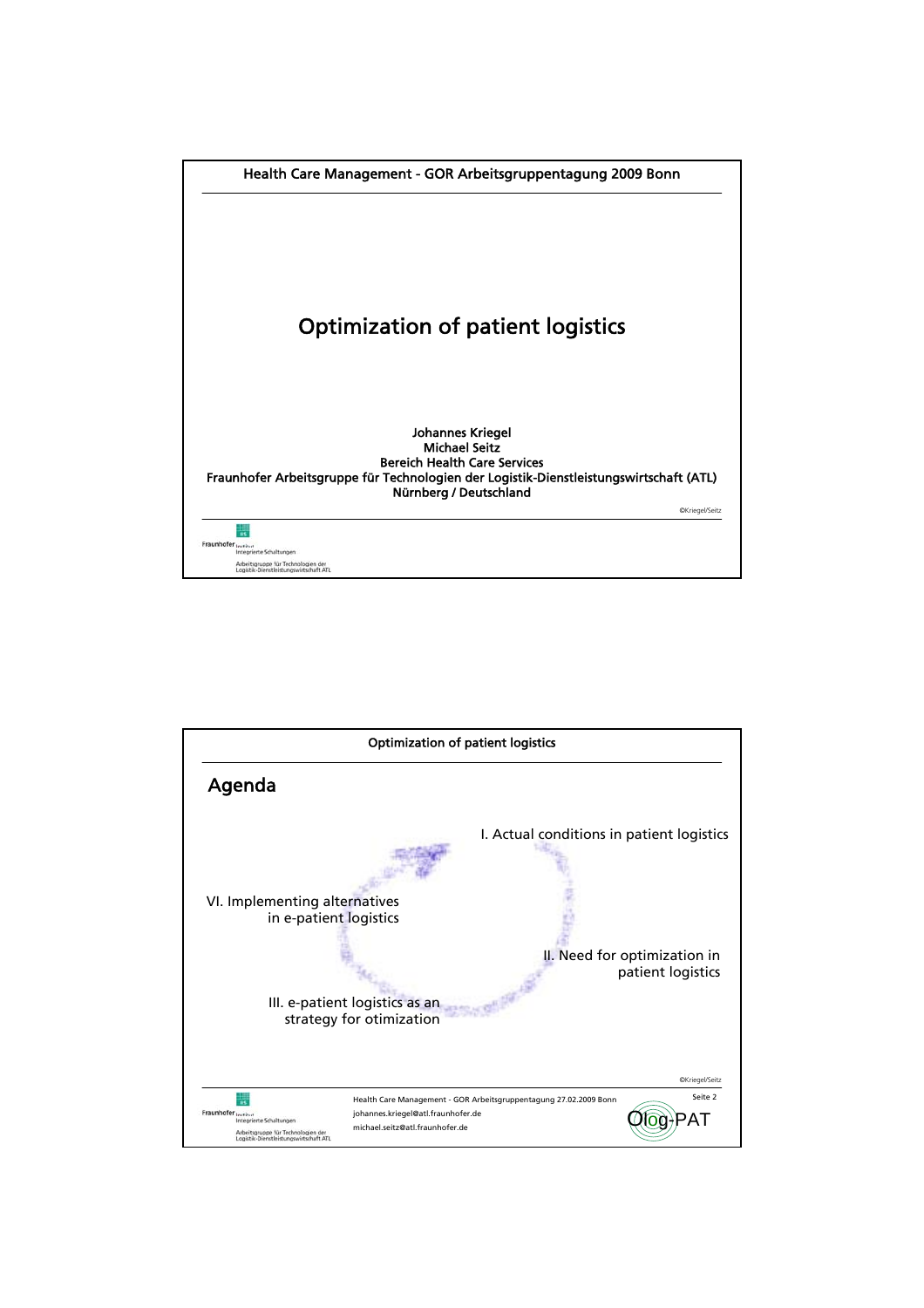Health Care Management - GOR Arbeitsgruppentagung 2009 Bonn

# Optimization of patient logistics

Johannes Kriegel
Michael Seitz
Bereich Health Care Services
Fraunhofer Arbeitsgruppe für Technologien der Logistik-Dienstleistungswirtschaft (ATL)
Nürnberg / Deutschland

©Kriegel/Seitz

Fraunhofer Institut Integrierte Schaltungen
Arbeitsgruppe für Technologien der Logistik-Dienstleistungswirtschaft ATL

---

Optimization of patient logistics

## Agenda

I. Actual conditions in patient logistics

II. Need for optimization in patient logistics

III. e-patient logistics as an strategy for otimization

VI. Implementing alternatives in e-patient logistics

©Kriegel/Seitz

Health Care Management - GOR Arbeitsgruppentagung 27.02.2009 Bonn
johannes.kriegel@atl.fraunhofer.de
michael.seitz@atl.fraunhofer.de

Olog-PAT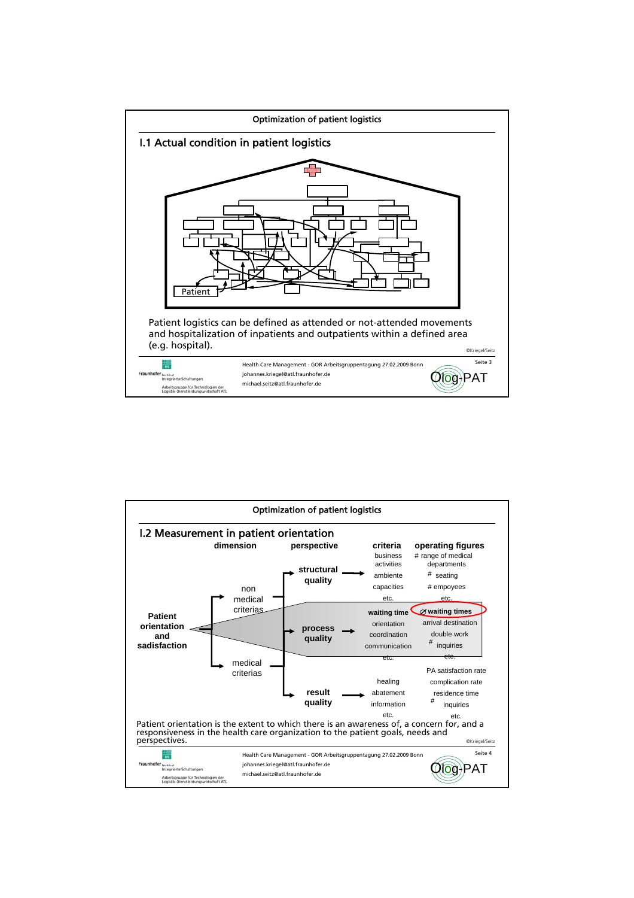## Optimization of patient logistics

### I.1 Actual condition in patient logistics

Patient

Patient logistics can be defined as attended or not-attended movements and hospitalization of inpatients and outpatients within a defined area (e.g. hospital).

©Kriegel/Seitz

## Optimization of patient logistics

### I.2 Measurement in patient orientation

| dimension | | perspective | criteria | operating figures |
|---|---|---|---|---|
| Patient orientation and sadisfaction | non medical criterias | structural quality | business activities | # range of medical departments |
| | | | ambiente | # seating |
| | | | capacities | # empoyees |
| | | | etc. | etc. |
| | | process quality | **waiting time** | **Ø waiting times** |
| | | | orientation | arrival destination |
| | | | coordination | double work |
| | | | communication | # inquiries |
| | | | etc. | etc. |
| | medical criterias | result quality | | PA satisfaction rate |
| | | | healing | complication rate |
| | | | abatement | residence time |
| | | | information | # inquiries |
| | | | etc. | etc. |

Patient orientation is the extent to which there is an awareness of, a concern for, and a responsiveness in the health care organization to the patient goals, needs and perspectives.

©Kriegel/Seitz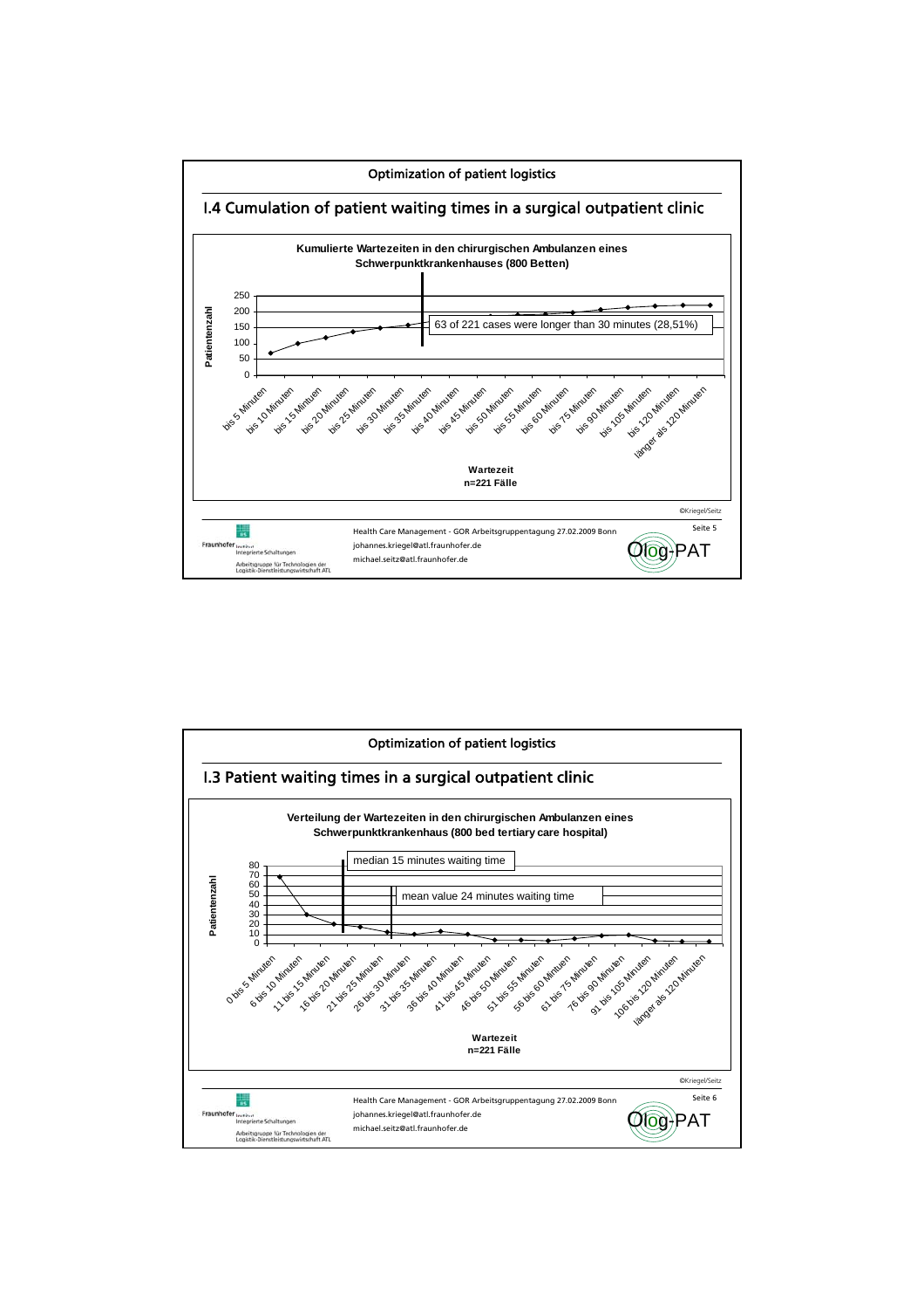## Optimization of patient logistics

### I.4 Cumulation of patient waiting times in a surgical outpatient clinic

**Kumulierte Wartezeiten in den chirurgischen Ambulanzen eines Schwerpunktkrankenhauses (800 Betten)**

Patientenzahl: 0, 50, 100, 150, 200, 250

63 of 221 cases were longer than 30 minutes (28,51%)

bis 5 Minuten, bis 10 Minuten, bis 15 Minuten, bis 20 Minuten, bis 25 Minuten, bis 30 Minuten, bis 35 Minuten, bis 40 Minuten, bis 45 Minuten, bis 50 Minuten, bis 55 Minuten, bis 60 Minuten, bis 75 Minuten, bis 90 Minuten, bis 105 Minuten, bis 120 Minuten, länger als 120 Minuten

**Wartezeit**
**n=221 Fälle**

©Kriegel/Seitz

Health Care Management - GOR Arbeitsgruppentagung 27.02.2009 Bonn
johannes.kriegel@atl.fraunhofer.de
michael.seitz@atl.fraunhofer.de

Fraunhofer Institut Integrierte Schaltungen
Arbeitsgruppe für Technologien der Logistik-Dienstleistungswirtschaft ATL

Olog-PAT

## Optimization of patient logistics

### I.3 Patient waiting times in a surgical outpatient clinic

**Verteilung der Wartezeiten in den chirurgischen Ambulanzen eines Schwerpunktkrankenhaus (800 bed tertiary care hospital)**

Patientenzahl: 0, 10, 20, 30, 40, 50, 60, 70, 80

median 15 minutes waiting time

mean value 24 minutes waiting time

0 bis 5 Minuten, 6 bis 10 Minuten, 11 bis 15 Minuten, 16 bis 20 Minuten, 21 bis 25 Minuten, 26 bis 30 Minuten, 31 bis 35 Minuten, 36 bis 40 Minuten, 41 bis 45 Minuten, 46 bis 50 Minuten, 51 bis 55 Minuten, 56 bis 60 Minuten, 61 bis 75 Minuten, 76 bis 90 Minuten, 91 bis 105 Minuten, 106 bis 120 Minuten, länger als 120 Minuten

**Wartezeit**
**n=221 Fälle**

©Kriegel/Seitz

Health Care Management - GOR Arbeitsgruppentagung 27.02.2009 Bonn
johannes.kriegel@atl.fraunhofer.de
michael.seitz@atl.fraunhofer.de

Fraunhofer Institut Integrierte Schaltungen
Arbeitsgruppe für Technologien der Logistik-Dienstleistungswirtschaft ATL

Olog-PAT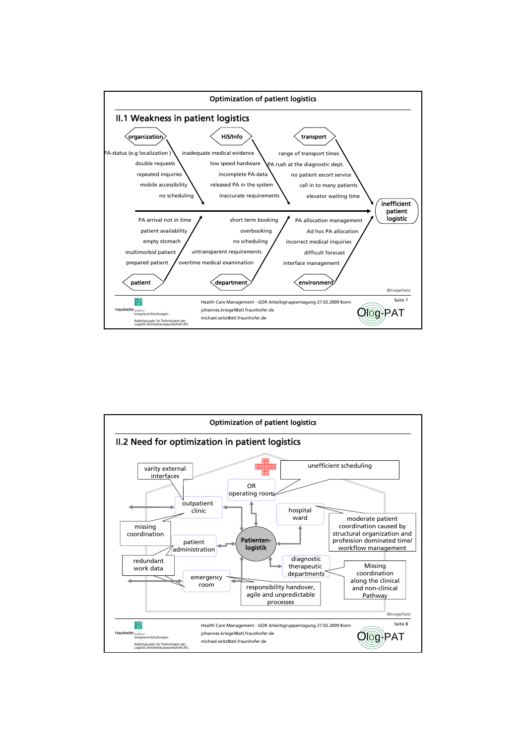## Optimization of patient logistics

### II.1 Weakness in patient logistics

**organization**
- PA-status (e.g localization )
- double requests
- repeated inquiries
- mobile accessibility
- no scheduling

**HIS/Info**
- inadequate medical evidence
- low speed hardware
- incomplete PA-data
- released PA in the system
- inaccurate requirements

**transport**
- range of transport times
- PA rush at the diagnostic dept.
- no patient escort service
- call in to many patients
- elevator waiting time

**patient**
- PA arrival not in time
- patient availability
- empty stomach
- multimorbid patient
- prepared patient

**department**
- short term booking
- overbooking
- no scheduling
- untransparent requirements
- overtime medical examination

**environment**
- PA allocation management
- Ad hoc PA allocation
- incorrect medical inquiries
- difficult forecast
- interface management

→ **inefficient patient logistic**

©Kriegel/Seitz

Health Care Management - GOR Arbeitsgruppentagung 27.02.2009 Bonn
johannes.kriegel@atl.fraunhofer.de
michael.seitz@atl.fraunhofer.de

## Optimization of patient logistics

### II.2 Need for optimization in patient logistics

**Patienten-logistik**

- outpatient clinic
- OR operating room
- hospital ward
- patient administration
- diagnostic therapeutic departments
- emergency room

- varity external interfaces
- unefficient scheduling
- missing coordination
- moderate patient coordination caused by structural organization and profession dominated time/ workflow management
- redundant work data
- Missing coordination along the clinical and non-clinical Pathway
- responsibility handover, agile and unpredictable processes

©Kriegel/Seitz

Health Care Management - GOR Arbeitsgruppentagung 27.02.2009 Bonn
johannes.kriegel@atl.fraunhofer.de
michael.seitz@atl.fraunhofer.de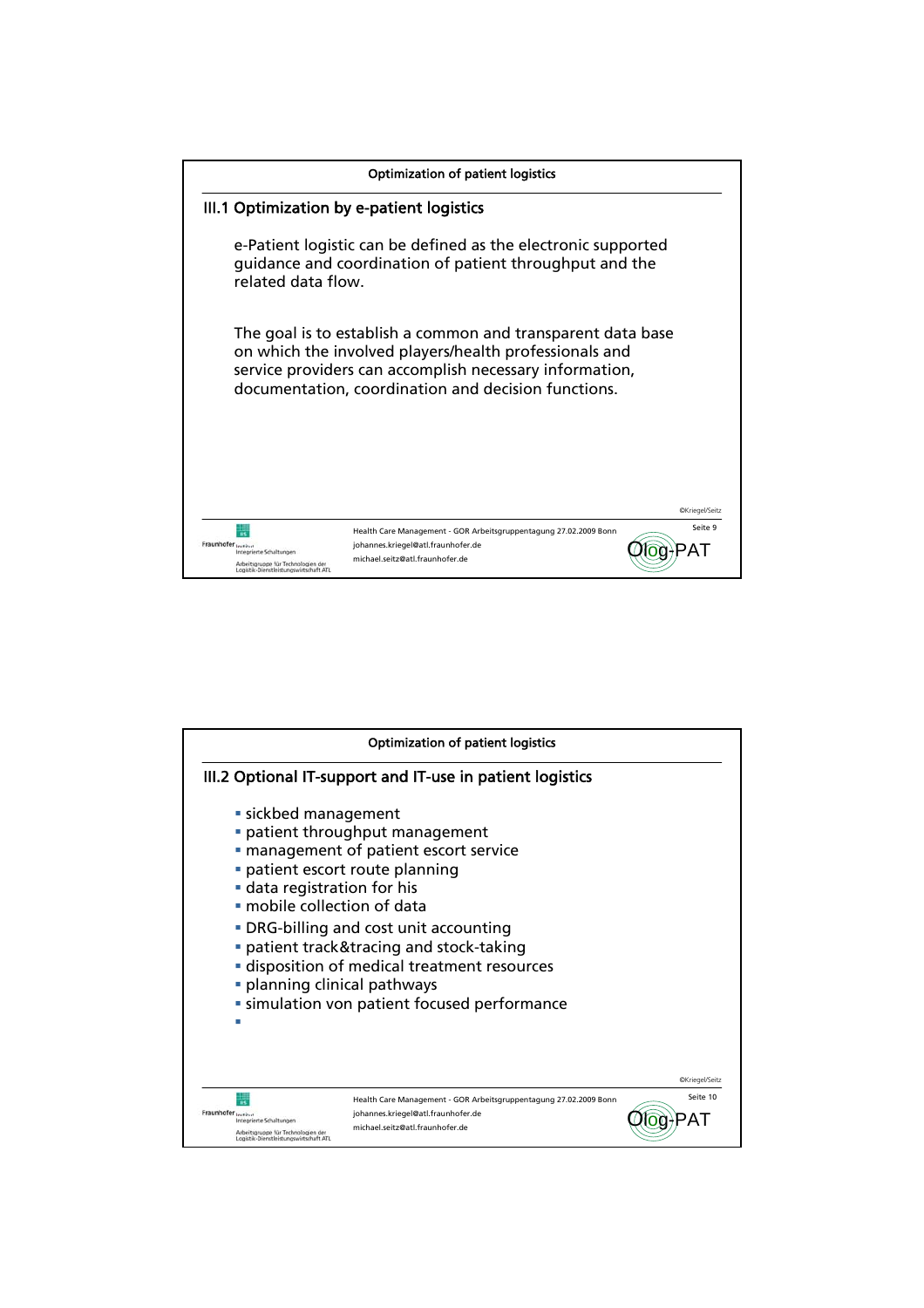## Optimization of patient logistics

### III.1 Optimization by e-patient logistics

e-Patient logistic can be defined as the electronic supported guidance and coordination of patient throughput and the related data flow.

The goal is to establish a common and transparent data base on which the involved players/health professionals and service providers can accomplish necessary information, documentation, coordination and decision functions.

## Optimization of patient logistics

### III.2 Optional IT-support and IT-use in patient logistics

- sickbed management
- patient throughput management
- management of patient escort service
- patient escort route planning
- data registration for his
- mobile collection of data
- DRG-billing and cost unit accounting
- patient track&tracing and stock-taking
- disposition of medical treatment resources
- planning clinical pathways
- simulation von patient focused performance
-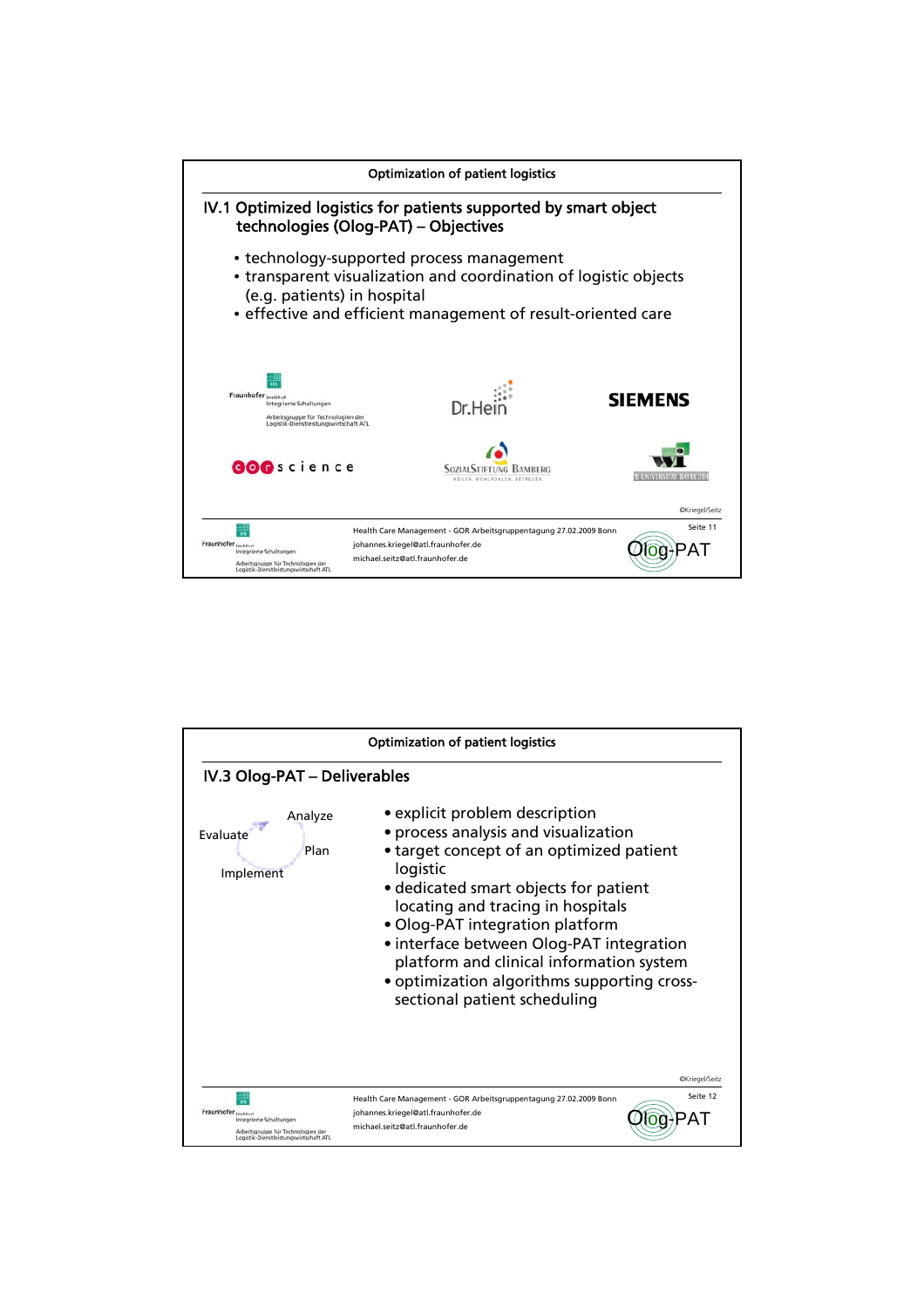## IV.1 Optimized logistics for patients supported by smart object technologies (Olog-PAT) – Objectives

- technology-supported process management
- transparent visualization and coordination of logistic objects (e.g. patients) in hospital
- effective and efficient management of result-oriented care

## IV.3 Olog-PAT – Deliverables

Analyze  
Plan  
Implement  
Evaluate

- explicit problem description
- process analysis and visualization
- target concept of an optimized patient logistic
- dedicated smart objects for patient locating and tracing in hospitals
- Olog-PAT integration platform
- interface between Olog-PAT integration platform and clinical information system
- optimization algorithms supporting cross-sectional patient scheduling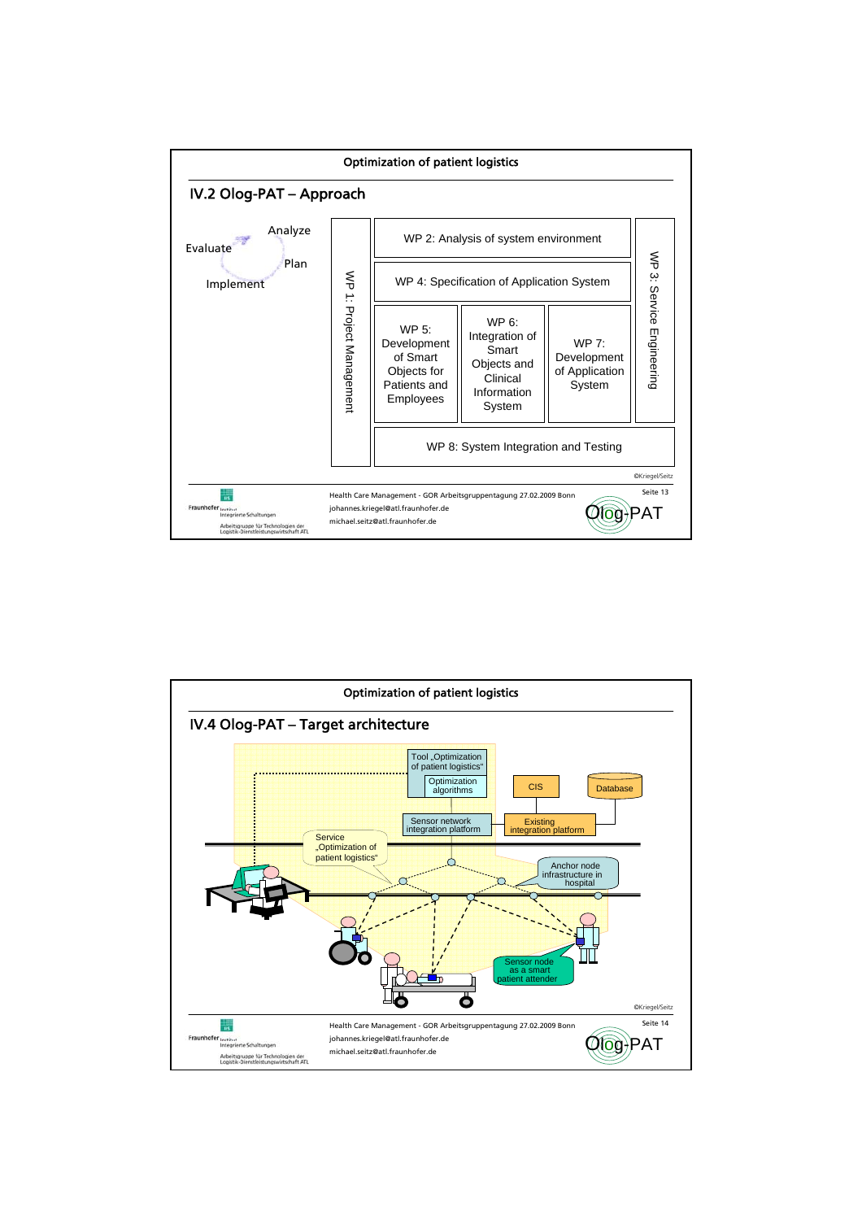## Optimization of patient logistics

### IV.2 Olog-PAT – Approach

Analyze → Plan → Implement → Evaluate

| WP 1: Project Management | | | | WP 3: Service Engineering |
|---|---|---|---|---|
| | WP 2: Analysis of system environment | | | |
| | WP 4: Specification of Application System | | | |
| | WP 5: Development of Smart Objects for Patients and Employees | WP 6: Integration of Smart Objects and Clinical Information System | WP 7: Development of Application System | |
| | WP 8: System Integration and Testing | | | |

©Kriegel/Seitz

Health Care Management - GOR Arbeitsgruppentagung 27.02.2009 Bonn
johannes.kriegel@atl.fraunhofer.de
michael.seitz@atl.fraunhofer.de

## Optimization of patient logistics

### IV.4 Olog-PAT – Target architecture

- Tool „Optimization of patient logistics"
  - Optimization algorithms
- CIS
- Database
- Sensor network integration platform
- Existing integration platform
- Service „Optimization of patient logistics"
- Anchor node infrastructure in hospital
- Sensor node as a smart patient attender

©Kriegel/Seitz

Health Care Management - GOR Arbeitsgruppentagung 27.02.2009 Bonn
johannes.kriegel@atl.fraunhofer.de
michael.seitz@atl.fraunhofer.de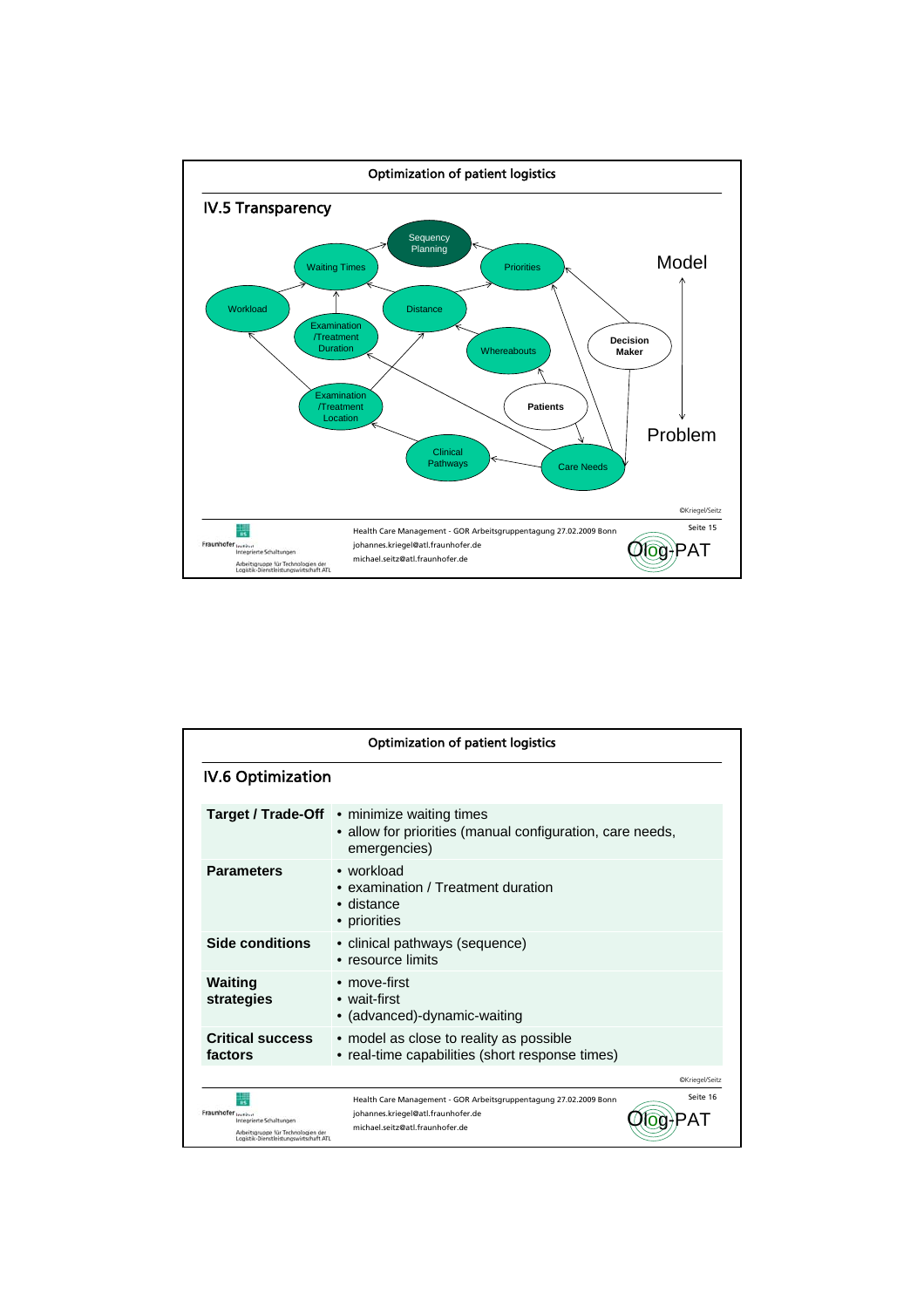## Optimization of patient logistics

### IV.5 Transparency

Sequency Planning

Waiting Times

Priorities

Model

Workload

Distance

Examination /Treatment Duration

Whereabouts

Decision Maker

Examination /Treatment Location

Patients

Problem

Clinical Pathways

Care Needs

©Kriegel/Seitz

Health Care Management - GOR Arbeitsgruppentagung 27.02.2009 Bonn
johannes.kriegel@atl.fraunhofer.de
michael.seitz@atl.fraunhofer.de

## Optimization of patient logistics

### IV.6 Optimization

| | |
|---|---|
| **Target / Trade-Off** | • minimize waiting times<br>• allow for priorities (manual configuration, care needs, emergencies) |
| **Parameters** | • workload<br>• examination / Treatment duration<br>• distance<br>• priorities |
| **Side conditions** | • clinical pathways (sequence)<br>• resource limits |
| **Waiting strategies** | • move-first<br>• wait-first<br>• (advanced)-dynamic-waiting |
| **Critical success factors** | • model as close to reality as possible<br>• real-time capabilities (short response times) |

©Kriegel/Seitz

Health Care Management - GOR Arbeitsgruppentagung 27.02.2009 Bonn
johannes.kriegel@atl.fraunhofer.de
michael.seitz@atl.fraunhofer.de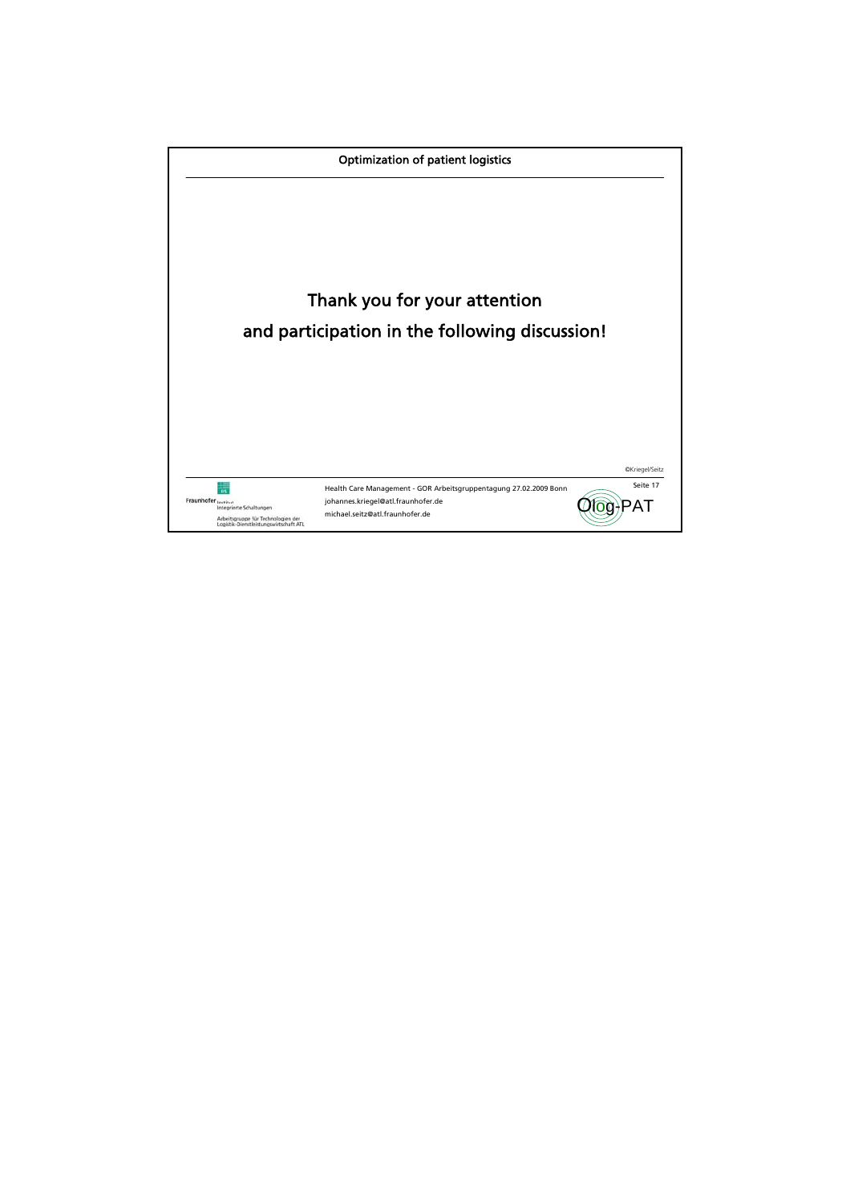Optimization of patient logistics

## Thank you for your attention

## and participation in the following discussion!

©Kriegel/Seitz

Health Care Management - GOR Arbeitsgruppentagung 27.02.2009 Bonn

johannes.kriegel@atl.fraunhofer.de

michael.seitz@atl.fraunhofer.de

Fraunhofer Institut Integrierte Schaltungen

Arbeitsgruppe für Technologien der Logistik-Dienstleistungswirtschaft ATL

Olog-PAT